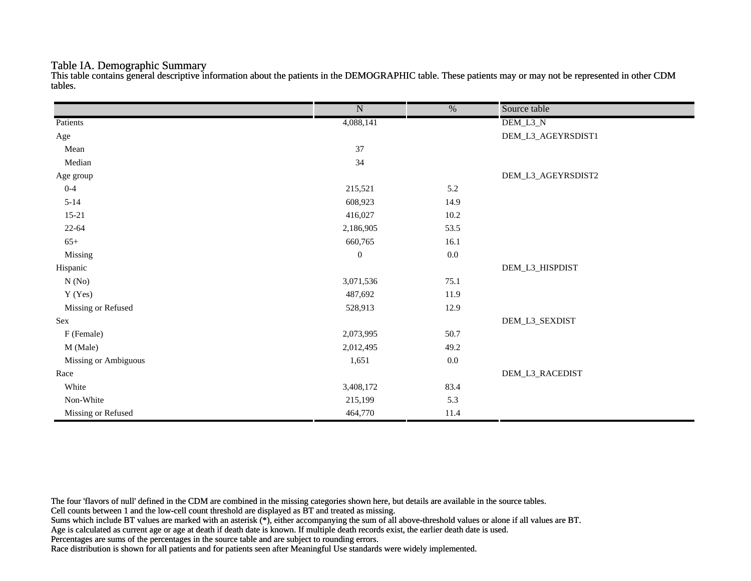## Table IA. Demographic Summary

This table contains general descriptive information about the patients in the DEMOGRAPHIC table. These patients may or may not be represented in other CDM tables.

| | N | % | Source table |
|---|---|---|---|
| Patients | 4,088,141 | | DEM_L3_N |
| Age | | | DEM_L3_AGEYRSDIST1 |
| Mean | 37 | | |
| Median | 34 | | |
| Age group | | | DEM_L3_AGEYRSDIST2 |
| 0-4 | 215,521 | 5.2 | |
| 5-14 | 608,923 | 14.9 | |
| 15-21 | 416,027 | 10.2 | |
| 22-64 | 2,186,905 | 53.5 | |
| 65+ | 660,765 | 16.1 | |
| Missing | 0 | 0.0 | |
| Hispanic | | | DEM_L3_HISPDIST |
| N (No) | 3,071,536 | 75.1 | |
| Y (Yes) | 487,692 | 11.9 | |
| Missing or Refused | 528,913 | 12.9 | |
| Sex | | | DEM_L3_SEXDIST |
| F (Female) | 2,073,995 | 50.7 | |
| M (Male) | 2,012,495 | 49.2 | |
| Missing or Ambiguous | 1,651 | 0.0 | |
| Race | | | DEM_L3_RACEDIST |
| White | 3,408,172 | 83.4 | |
| Non-White | 215,199 | 5.3 | |
| Missing or Refused | 464,770 | 11.4 | |

The four 'flavors of null' defined in the CDM are combined in the missing categories shown here, but details are available in the source tables.
Cell counts between 1 and the low-cell count threshold are displayed as BT and treated as missing.
Sums which include BT values are marked with an asterisk (*), either accompanying the sum of all above-threshold values or alone if all values are BT.
Age is calculated as current age or age at death if death date is known. If multiple death records exist, the earlier death date is used.
Percentages are sums of the percentages in the source table and are subject to rounding errors.
Race distribution is shown for all patients and for patients seen after Meaningful Use standards were widely implemented.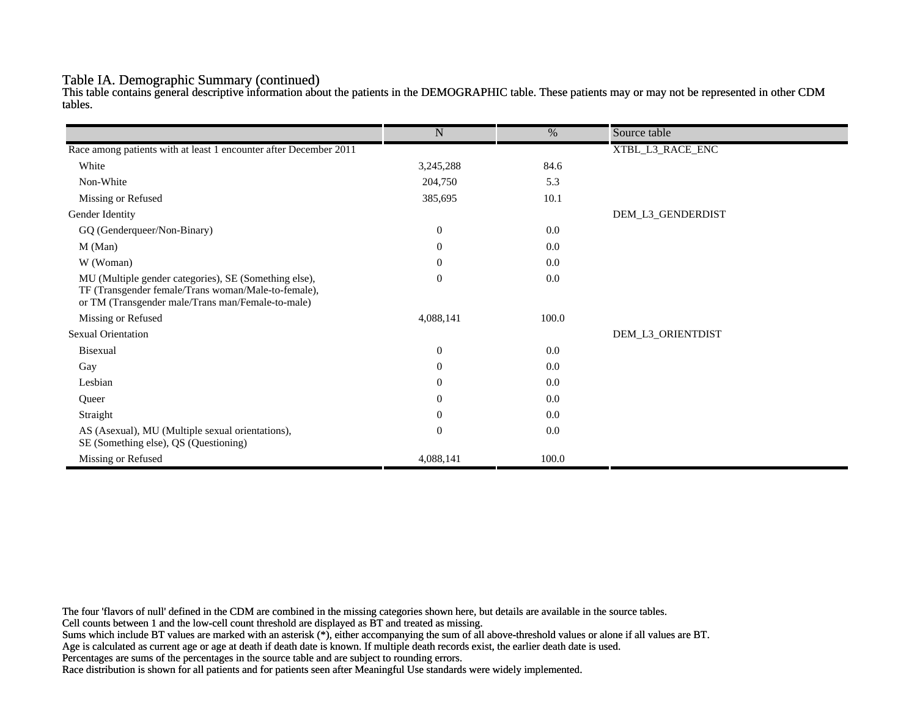# Table IA. Demographic Summary (continued)

This table contains general descriptive information about the patients in the DEMOGRAPHIC table. These patients may or may not be represented in other CDM tables.

| | N | % | Source table |
|---|---|---|---|
| Race among patients with at least 1 encounter after December 2011 | | | XTBL_L3_RACE_ENC |
| White | 3,245,288 | 84.6 | |
| Non-White | 204,750 | 5.3 | |
| Missing or Refused | 385,695 | 10.1 | |
| Gender Identity | | | DEM_L3_GENDERDIST |
| GQ (Genderqueer/Non-Binary) | 0 | 0.0 | |
| M (Man) | 0 | 0.0 | |
| W (Woman) | 0 | 0.0 | |
| MU (Multiple gender categories), SE (Something else), TF (Transgender female/Trans woman/Male-to-female), or TM (Transgender male/Trans man/Female-to-male) | 0 | 0.0 | |
| Missing or Refused | 4,088,141 | 100.0 | |
| Sexual Orientation | | | DEM_L3_ORIENTDIST |
| Bisexual | 0 | 0.0 | |
| Gay | 0 | 0.0 | |
| Lesbian | 0 | 0.0 | |
| Queer | 0 | 0.0 | |
| Straight | 0 | 0.0 | |
| AS (Asexual), MU (Multiple sexual orientations), SE (Something else), QS (Questioning) | 0 | 0.0 | |
| Missing or Refused | 4,088,141 | 100.0 | |

The four 'flavors of null' defined in the CDM are combined in the missing categories shown here, but details are available in the source tables.
Cell counts between 1 and the low-cell count threshold are displayed as BT and treated as missing.
Sums which include BT values are marked with an asterisk (*), either accompanying the sum of all above-threshold values or alone if all values are BT.
Age is calculated as current age or age at death if death date is known. If multiple death records exist, the earlier death date is used.
Percentages are sums of the percentages in the source table and are subject to rounding errors.
Race distribution is shown for all patients and for patients seen after Meaningful Use standards were widely implemented.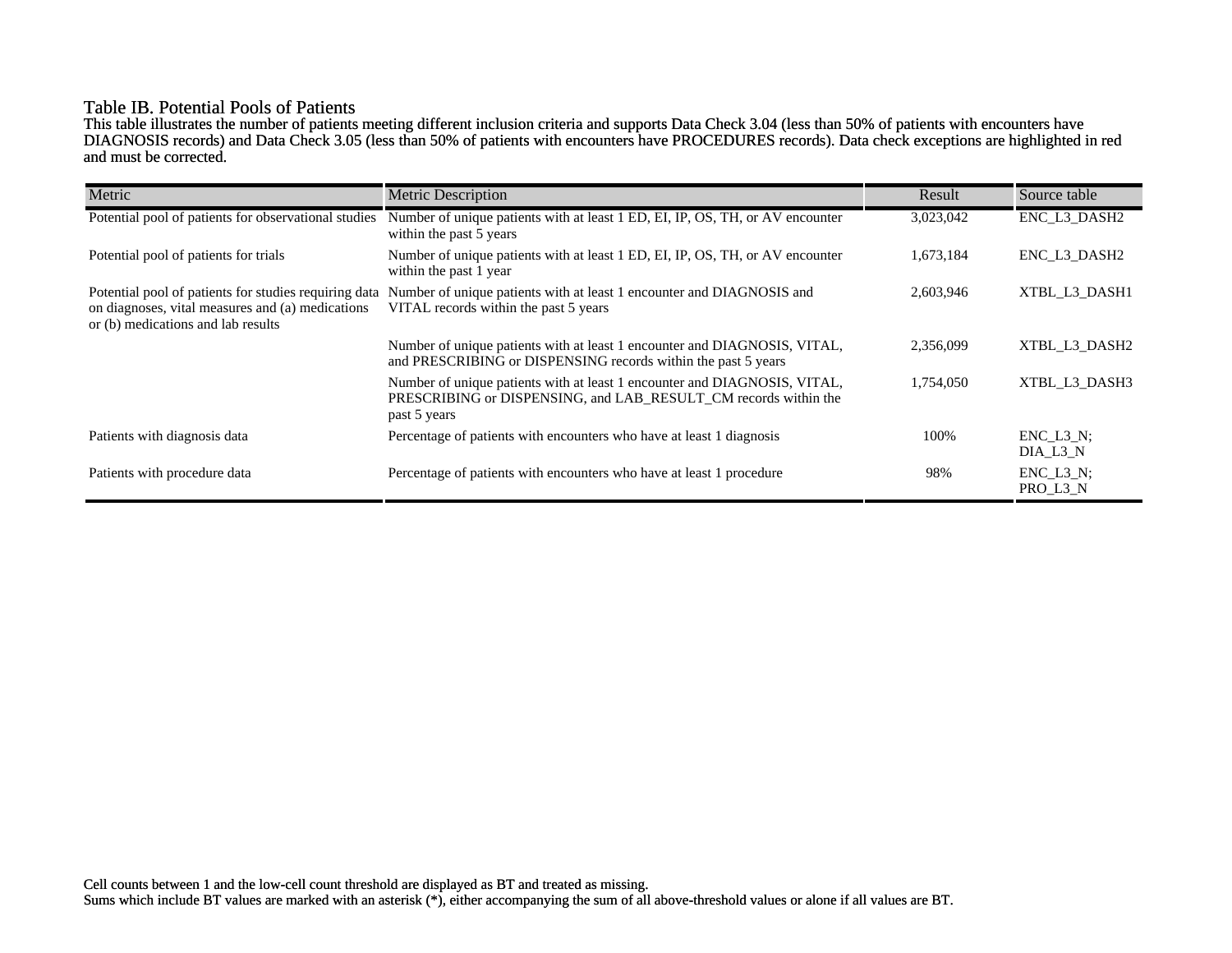# Table IB. Potential Pools of Patients

This table illustrates the number of patients meeting different inclusion criteria and supports Data Check 3.04 (less than 50% of patients with encounters have DIAGNOSIS records) and Data Check 3.05 (less than 50% of patients with encounters have PROCEDURES records). Data check exceptions are highlighted in red and must be corrected.

| Metric | Metric Description | Result | Source table |
|---|---|---|---|
| Potential pool of patients for observational studies | Number of unique patients with at least 1 ED, EI, IP, OS, TH, or AV encounter within the past 5 years | 3,023,042 | ENC_L3_DASH2 |
| Potential pool of patients for trials | Number of unique patients with at least 1 ED, EI, IP, OS, TH, or AV encounter within the past 1 year | 1,673,184 | ENC_L3_DASH2 |
| Potential pool of patients for studies requiring data on diagnoses, vital measures and (a) medications or (b) medications and lab results | Number of unique patients with at least 1 encounter and DIAGNOSIS and VITAL records within the past 5 years | 2,603,946 | XTBL_L3_DASH1 |
| | Number of unique patients with at least 1 encounter and DIAGNOSIS, VITAL, and PRESCRIBING or DISPENSING records within the past 5 years | 2,356,099 | XTBL_L3_DASH2 |
| | Number of unique patients with at least 1 encounter and DIAGNOSIS, VITAL, PRESCRIBING or DISPENSING, and LAB_RESULT_CM records within the past 5 years | 1,754,050 | XTBL_L3_DASH3 |
| Patients with diagnosis data | Percentage of patients with encounters who have at least 1 diagnosis | 100% | ENC_L3_N; DIA_L3_N |
| Patients with procedure data | Percentage of patients with encounters who have at least 1 procedure | 98% | ENC_L3_N; PRO_L3_N |

Cell counts between 1 and the low-cell count threshold are displayed as BT and treated as missing.
Sums which include BT values are marked with an asterisk (*), either accompanying the sum of all above-threshold values or alone if all values are BT.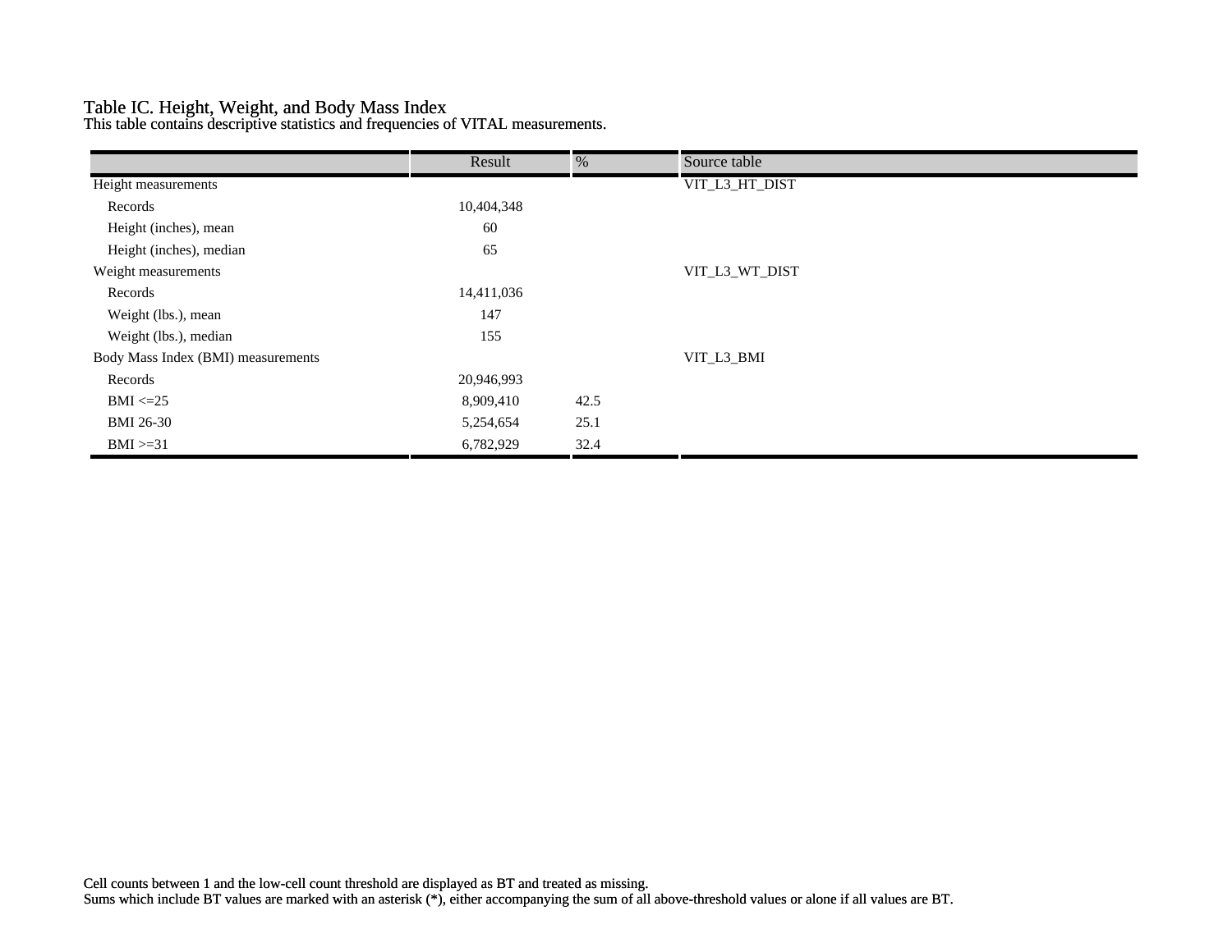## Table IC. Height, Weight, and Body Mass Index

This table contains descriptive statistics and frequencies of VITAL measurements.

| | Result | % | Source table |
|---|---|---|---|
| Height measurements | | | VIT_L3_HT_DIST |
| Records | 10,404,348 | | |
| Height (inches), mean | 60 | | |
| Height (inches), median | 65 | | |
| Weight measurements | | | VIT_L3_WT_DIST |
| Records | 14,411,036 | | |
| Weight (lbs.), mean | 147 | | |
| Weight (lbs.), median | 155 | | |
| Body Mass Index (BMI) measurements | | | VIT_L3_BMI |
| Records | 20,946,993 | | |
| BMI <=25 | 8,909,410 | 42.5 | |
| BMI 26-30 | 5,254,654 | 25.1 | |
| BMI >=31 | 6,782,929 | 32.4 | |

Cell counts between 1 and the low-cell count threshold are displayed as BT and treated as missing.
Sums which include BT values are marked with an asterisk (*), either accompanying the sum of all above-threshold values or alone if all values are BT.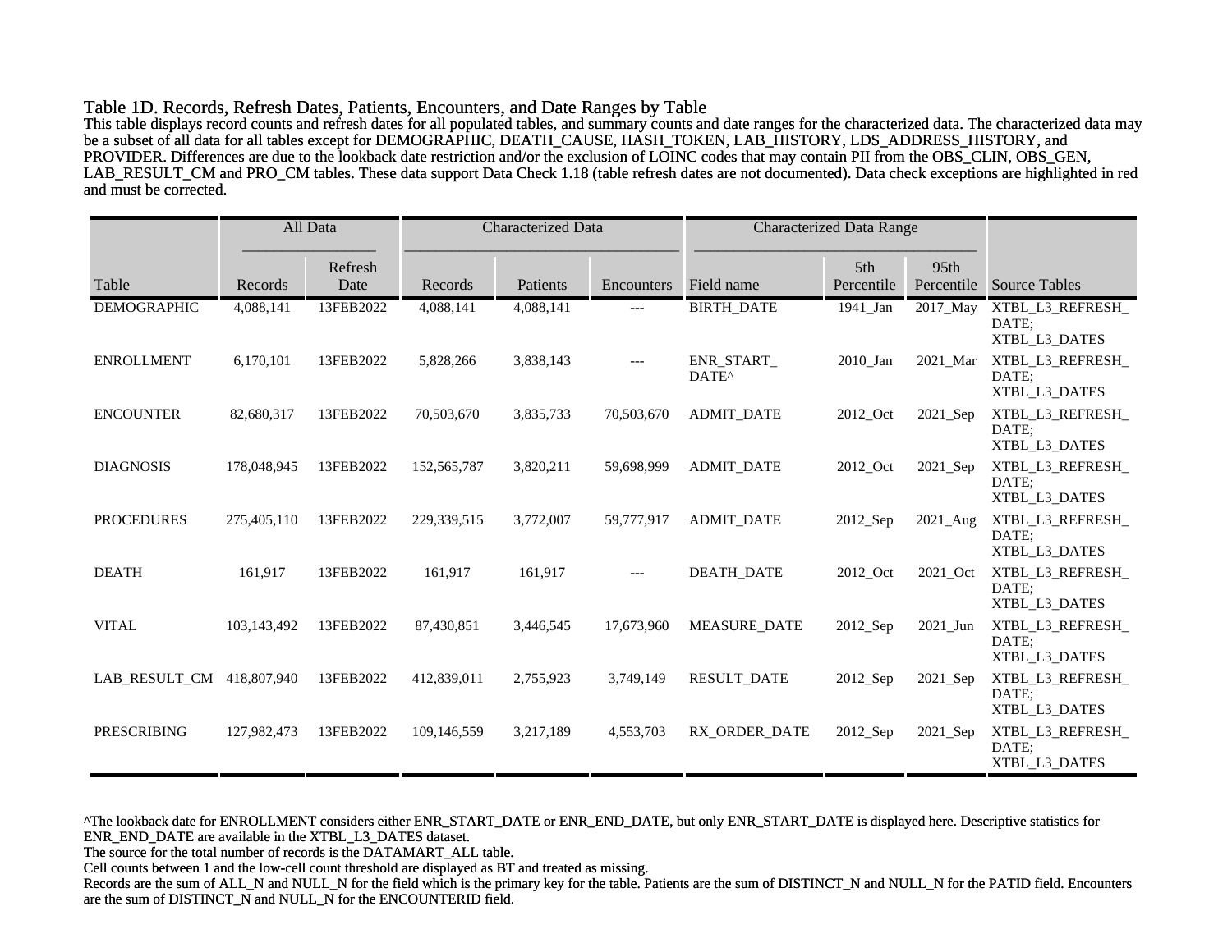## Table 1D. Records, Refresh Dates, Patients, Encounters, and Date Ranges by Table

This table displays record counts and refresh dates for all populated tables, and summary counts and date ranges for the characterized data. The characterized data may be a subset of all data for all tables except for DEMOGRAPHIC, DEATH_CAUSE, HASH_TOKEN, LAB_HISTORY, LDS_ADDRESS_HISTORY, and PROVIDER. Differences are due to the lookback date restriction and/or the exclusion of LOINC codes that may contain PII from the OBS_CLIN, OBS_GEN, LAB_RESULT_CM and PRO_CM tables. These data support Data Check 1.18 (table refresh dates are not documented). Data check exceptions are highlighted in red and must be corrected.

| | All Data | | Characterized Data | | | Characterized Data Range | | | |
|---|---|---|---|---|---|---|---|---|---|
| Table | Records | Refresh Date | Records | Patients | Encounters | Field name | 5th Percentile | 95th Percentile | Source Tables |
| DEMOGRAPHIC | 4,088,141 | 13FEB2022 | 4,088,141 | 4,088,141 | --- | BIRTH_DATE | 1941_Jan | 2017_May | XTBL_L3_REFRESH_DATE; XTBL_L3_DATES |
| ENROLLMENT | 6,170,101 | 13FEB2022 | 5,828,266 | 3,838,143 | --- | ENR_START_DATE^ | 2010_Jan | 2021_Mar | XTBL_L3_REFRESH_DATE; XTBL_L3_DATES |
| ENCOUNTER | 82,680,317 | 13FEB2022 | 70,503,670 | 3,835,733 | 70,503,670 | ADMIT_DATE | 2012_Oct | 2021_Sep | XTBL_L3_REFRESH_DATE; XTBL_L3_DATES |
| DIAGNOSIS | 178,048,945 | 13FEB2022 | 152,565,787 | 3,820,211 | 59,698,999 | ADMIT_DATE | 2012_Oct | 2021_Sep | XTBL_L3_REFRESH_DATE; XTBL_L3_DATES |
| PROCEDURES | 275,405,110 | 13FEB2022 | 229,339,515 | 3,772,007 | 59,777,917 | ADMIT_DATE | 2012_Sep | 2021_Aug | XTBL_L3_REFRESH_DATE; XTBL_L3_DATES |
| DEATH | 161,917 | 13FEB2022 | 161,917 | 161,917 | --- | DEATH_DATE | 2012_Oct | 2021_Oct | XTBL_L3_REFRESH_DATE; XTBL_L3_DATES |
| VITAL | 103,143,492 | 13FEB2022 | 87,430,851 | 3,446,545 | 17,673,960 | MEASURE_DATE | 2012_Sep | 2021_Jun | XTBL_L3_REFRESH_DATE; XTBL_L3_DATES |
| LAB_RESULT_CM | 418,807,940 | 13FEB2022 | 412,839,011 | 2,755,923 | 3,749,149 | RESULT_DATE | 2012_Sep | 2021_Sep | XTBL_L3_REFRESH_DATE; XTBL_L3_DATES |
| PRESCRIBING | 127,982,473 | 13FEB2022 | 109,146,559 | 3,217,189 | 4,553,703 | RX_ORDER_DATE | 2012_Sep | 2021_Sep | XTBL_L3_REFRESH_DATE; XTBL_L3_DATES |

^The lookback date for ENROLLMENT considers either ENR_START_DATE or ENR_END_DATE, but only ENR_START_DATE is displayed here. Descriptive statistics for ENR_END_DATE are available in the XTBL_L3_DATES dataset.
The source for the total number of records is the DATAMART_ALL table.
Cell counts between 1 and the low-cell count threshold are displayed as BT and treated as missing.
Records are the sum of ALL_N and NULL_N for the field which is the primary key for the table. Patients are the sum of DISTINCT_N and NULL_N for the PATID field. Encounters are the sum of DISTINCT_N and NULL_N for the ENCOUNTERID field.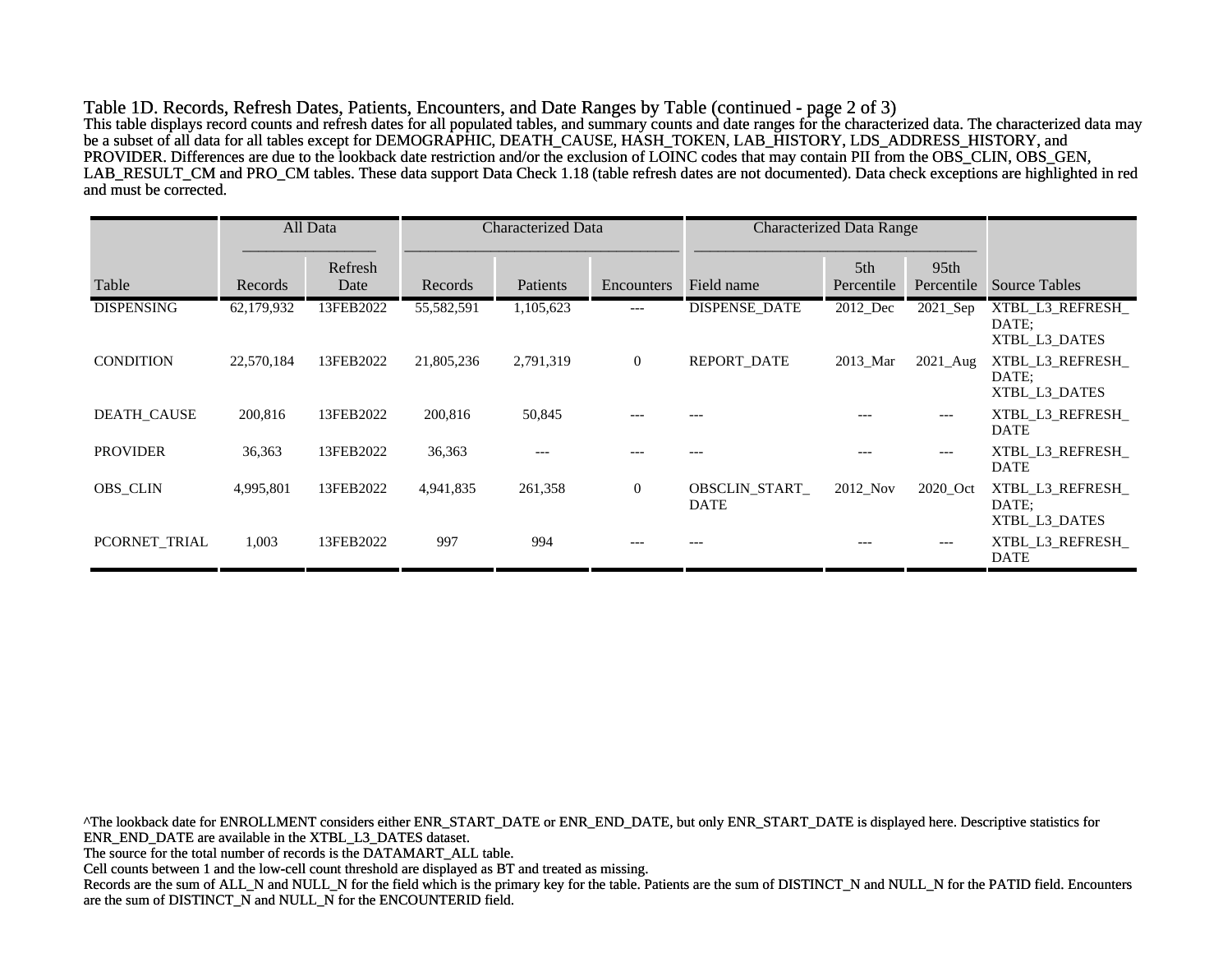Table 1D. Records, Refresh Dates, Patients, Encounters, and Date Ranges by Table (continued - page 2 of 3)

This table displays record counts and refresh dates for all populated tables, and summary counts and date ranges for the characterized data. The characterized data may be a subset of all data for all tables except for DEMOGRAPHIC, DEATH_CAUSE, HASH_TOKEN, LAB_HISTORY, LDS_ADDRESS_HISTORY, and PROVIDER. Differences are due to the lookback date restriction and/or the exclusion of LOINC codes that may contain PII from the OBS_CLIN, OBS_GEN, LAB_RESULT_CM and PRO_CM tables. These data support Data Check 1.18 (table refresh dates are not documented). Data check exceptions are highlighted in red and must be corrected.

| | All Data | | Characterized Data | | | Characterized Data Range | | | |
|---|---|---|---|---|---|---|---|---|---|
| Table | Records | Refresh Date | Records | Patients | Encounters | Field name | 5th Percentile | 95th Percentile | Source Tables |
| DISPENSING | 62,179,932 | 13FEB2022 | 55,582,591 | 1,105,623 | --- | DISPENSE_DATE | 2012_Dec | 2021_Sep | XTBL_L3_REFRESH_DATE; XTBL_L3_DATES |
| CONDITION | 22,570,184 | 13FEB2022 | 21,805,236 | 2,791,319 | 0 | REPORT_DATE | 2013_Mar | 2021_Aug | XTBL_L3_REFRESH_DATE; XTBL_L3_DATES |
| DEATH_CAUSE | 200,816 | 13FEB2022 | 200,816 | 50,845 | --- | --- | --- | --- | XTBL_L3_REFRESH_DATE |
| PROVIDER | 36,363 | 13FEB2022 | 36,363 | --- | --- | --- | --- | --- | XTBL_L3_REFRESH_DATE |
| OBS_CLIN | 4,995,801 | 13FEB2022 | 4,941,835 | 261,358 | 0 | OBSCLIN_START_DATE | 2012_Nov | 2020_Oct | XTBL_L3_REFRESH_DATE; XTBL_L3_DATES |
| PCORNET_TRIAL | 1,003 | 13FEB2022 | 997 | 994 | --- | --- | --- | --- | XTBL_L3_REFRESH_DATE |

^The lookback date for ENROLLMENT considers either ENR_START_DATE or ENR_END_DATE, but only ENR_START_DATE is displayed here. Descriptive statistics for ENR_END_DATE are available in the XTBL_L3_DATES dataset.
The source for the total number of records is the DATAMART_ALL table.
Cell counts between 1 and the low-cell count threshold are displayed as BT and treated as missing.
Records are the sum of ALL_N and NULL_N for the field which is the primary key for the table. Patients are the sum of DISTINCT_N and NULL_N for the PATID field. Encounters are the sum of DISTINCT_N and NULL_N for the ENCOUNTERID field.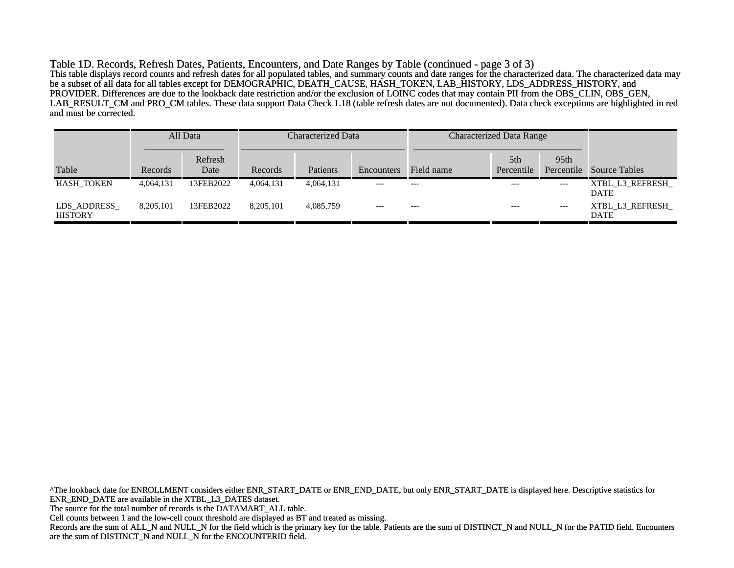Table 1D. Records, Refresh Dates, Patients, Encounters, and Date Ranges by Table (continued - page 3 of 3)

This table displays record counts and refresh dates for all populated tables, and summary counts and date ranges for the characterized data. The characterized data may be a subset of all data for all tables except for DEMOGRAPHIC, DEATH_CAUSE, HASH_TOKEN, LAB_HISTORY, LDS_ADDRESS_HISTORY, and PROVIDER. Differences are due to the lookback date restriction and/or the exclusion of LOINC codes that may contain PII from the OBS_CLIN, OBS_GEN, LAB_RESULT_CM and PRO_CM tables. These data support Data Check 1.18 (table refresh dates are not documented). Data check exceptions are highlighted in red and must be corrected.

| | All Data | | Characterized Data | | | Characterized Data Range | | | |
|---|---|---|---|---|---|---|---|---|---|
| Table | Records | Refresh Date | Records | Patients | Encounters | Field name | 5th Percentile | 95th Percentile | Source Tables |
| HASH_TOKEN | 4,064,131 | 13FEB2022 | 4,064,131 | 4,064,131 | --- | --- | --- | --- | XTBL_L3_REFRESH_DATE |
| LDS_ADDRESS_HISTORY | 8,205,101 | 13FEB2022 | 8,205,101 | 4,085,759 | --- | --- | --- | --- | XTBL_L3_REFRESH_DATE |

^The lookback date for ENROLLMENT considers either ENR_START_DATE or ENR_END_DATE, but only ENR_START_DATE is displayed here. Descriptive statistics for ENR_END_DATE are available in the XTBL_L3_DATES dataset.

The source for the total number of records is the DATAMART_ALL table.

Cell counts between 1 and the low-cell count threshold are displayed as BT and treated as missing.

Records are the sum of ALL_N and NULL_N for the field which is the primary key for the table. Patients are the sum of DISTINCT_N and NULL_N for the PATID field. Encounters are the sum of DISTINCT_N and NULL_N for the ENCOUNTERID field.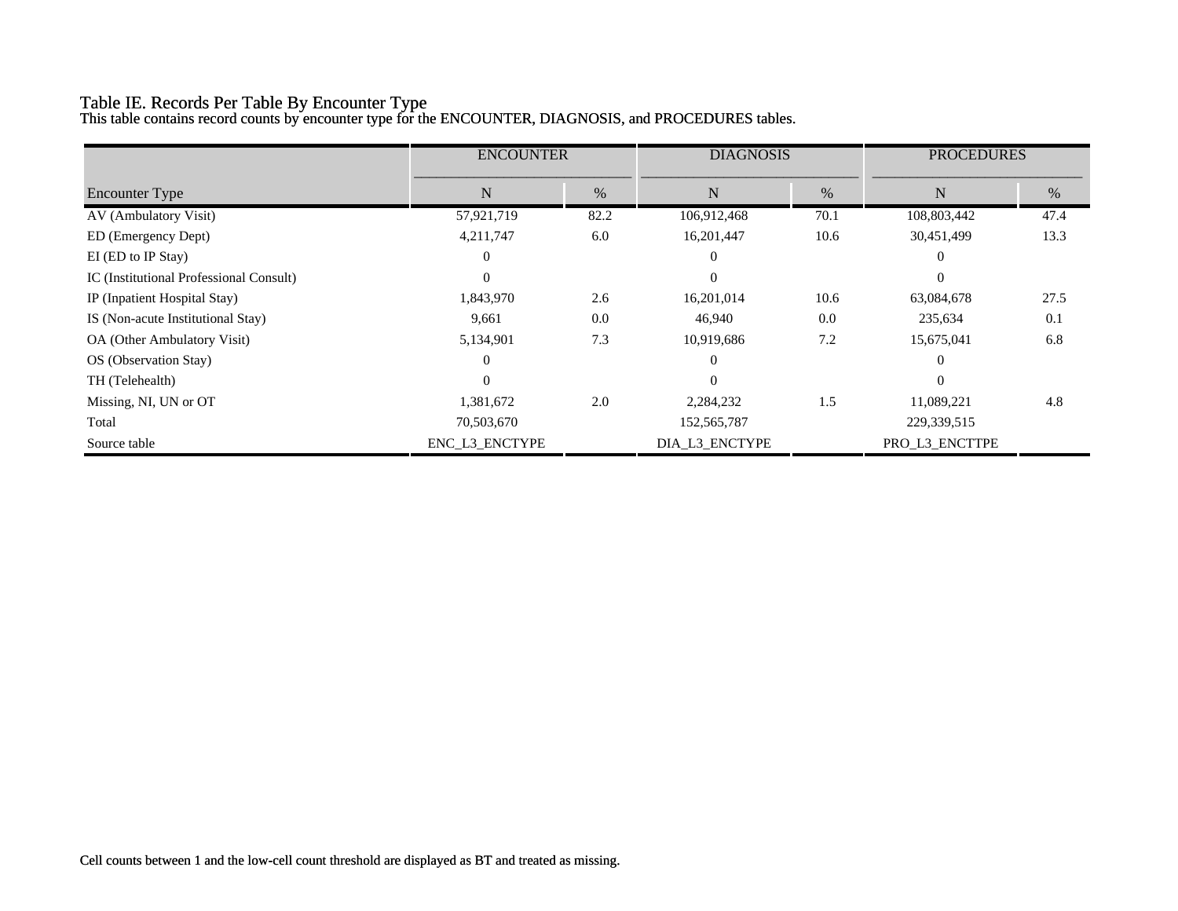# Table IE. Records Per Table By Encounter Type

This table contains record counts by encounter type for the ENCOUNTER, DIAGNOSIS, and PROCEDURES tables.

| | ENCOUNTER | | DIAGNOSIS | | PROCEDURES | |
|---|---|---|---|---|---|---|
| Encounter Type | N | % | N | % | N | % |
| AV (Ambulatory Visit) | 57,921,719 | 82.2 | 106,912,468 | 70.1 | 108,803,442 | 47.4 |
| ED (Emergency Dept) | 4,211,747 | 6.0 | 16,201,447 | 10.6 | 30,451,499 | 13.3 |
| EI (ED to IP Stay) | 0 | | 0 | | 0 | |
| IC (Institutional Professional Consult) | 0 | | 0 | | 0 | |
| IP (Inpatient Hospital Stay) | 1,843,970 | 2.6 | 16,201,014 | 10.6 | 63,084,678 | 27.5 |
| IS (Non-acute Institutional Stay) | 9,661 | 0.0 | 46,940 | 0.0 | 235,634 | 0.1 |
| OA (Other Ambulatory Visit) | 5,134,901 | 7.3 | 10,919,686 | 7.2 | 15,675,041 | 6.8 |
| OS (Observation Stay) | 0 | | 0 | | 0 | |
| TH (Telehealth) | 0 | | 0 | | 0 | |
| Missing, NI, UN or OT | 1,381,672 | 2.0 | 2,284,232 | 1.5 | 11,089,221 | 4.8 |
| Total | 70,503,670 | | 152,565,787 | | 229,339,515 | |
| Source table | ENC_L3_ENCTYPE | | DIA_L3_ENCTYPE | | PRO_L3_ENCTTPE | |

Cell counts between 1 and the low-cell count threshold are displayed as BT and treated as missing.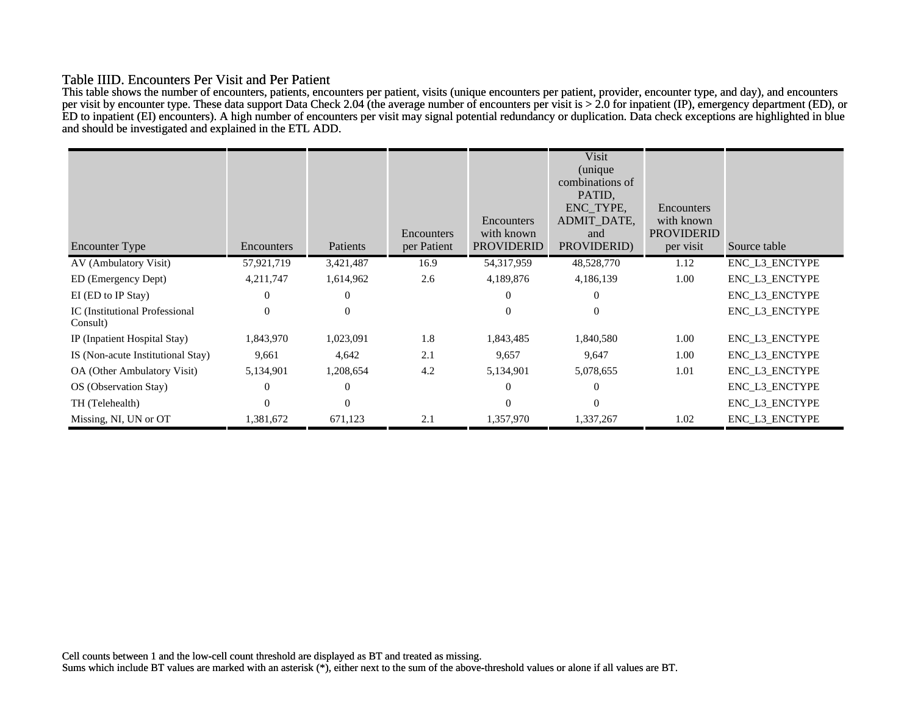## Table IIID. Encounters Per Visit and Per Patient

This table shows the number of encounters, patients, encounters per patient, visits (unique encounters per patient, provider, encounter type, and day), and encounters per visit by encounter type. These data support Data Check 2.04 (the average number of encounters per visit is > 2.0 for inpatient (IP), emergency department (ED), or ED to inpatient (EI) encounters). A high number of encounters per visit may signal potential redundancy or duplication. Data check exceptions are highlighted in blue and should be investigated and explained in the ETL ADD.

| Encounter Type | Encounters | Patients | Encounters per Patient | Encounters with known PROVIDERID | Visit (unique combinations of PATID, ENC_TYPE, ADMIT_DATE, and PROVIDERID) | Encounters with known PROVIDERID per visit | Source table |
|---|---|---|---|---|---|---|---|
| AV (Ambulatory Visit) | 57,921,719 | 3,421,487 | 16.9 | 54,317,959 | 48,528,770 | 1.12 | ENC_L3_ENCTYPE |
| ED (Emergency Dept) | 4,211,747 | 1,614,962 | 2.6 | 4,189,876 | 4,186,139 | 1.00 | ENC_L3_ENCTYPE |
| EI (ED to IP Stay) | 0 | 0 | | 0 | 0 | | ENC_L3_ENCTYPE |
| IC (Institutional Professional Consult) | 0 | 0 | | 0 | 0 | | ENC_L3_ENCTYPE |
| IP (Inpatient Hospital Stay) | 1,843,970 | 1,023,091 | 1.8 | 1,843,485 | 1,840,580 | 1.00 | ENC_L3_ENCTYPE |
| IS (Non-acute Institutional Stay) | 9,661 | 4,642 | 2.1 | 9,657 | 9,647 | 1.00 | ENC_L3_ENCTYPE |
| OA (Other Ambulatory Visit) | 5,134,901 | 1,208,654 | 4.2 | 5,134,901 | 5,078,655 | 1.01 | ENC_L3_ENCTYPE |
| OS (Observation Stay) | 0 | 0 | | 0 | 0 | | ENC_L3_ENCTYPE |
| TH (Telehealth) | 0 | 0 | | 0 | 0 | | ENC_L3_ENCTYPE |
| Missing, NI, UN or OT | 1,381,672 | 671,123 | 2.1 | 1,357,970 | 1,337,267 | 1.02 | ENC_L3_ENCTYPE |

Cell counts between 1 and the low-cell count threshold are displayed as BT and treated as missing.
Sums which include BT values are marked with an asterisk (*), either next to the sum of the above-threshold values or alone if all values are BT.